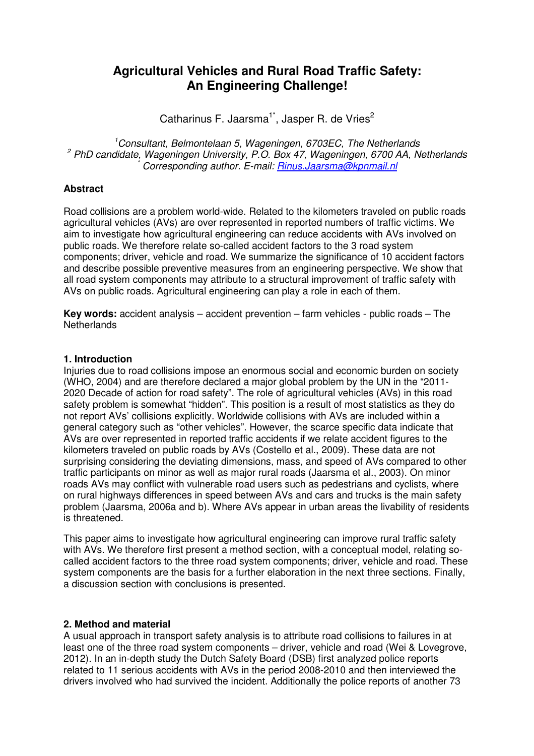# Agricultural Vehicles and Rural Road Traffic Safety: An Engineering Challenge!

Catharinus F. Jaarsma[1*], Jasper R. de Vries[2]

[1] *Consultant, Belmontelaan 5, Wageningen, 6703EC, The Netherlands*
[2] *PhD candidate, Wageningen University, P.O. Box 47, Wageningen, 6700 AA, Netherlands*
[*] *Corresponding author. E-mail: Rinus.Jaarsma@kpnmail.nl*

**Abstract**

Road collisions are a problem world-wide. Related to the kilometers traveled on public roads agricultural vehicles (AVs) are over represented in reported numbers of traffic victims. We aim to investigate how agricultural engineering can reduce accidents with AVs involved on public roads. We therefore relate so-called accident factors to the 3 road system components; driver, vehicle and road. We summarize the significance of 10 accident factors and describe possible preventive measures from an engineering perspective. We show that all road system components may attribute to a structural improvement of traffic safety with AVs on public roads. Agricultural engineering can play a role in each of them.

**Key words:** accident analysis – accident prevention – farm vehicles - public roads – The Netherlands

## 1. Introduction

Injuries due to road collisions impose an enormous social and economic burden on society (WHO, 2004) and are therefore declared a major global problem by the UN in the "2011-2020 Decade of action for road safety". The role of agricultural vehicles (AVs) in this road safety problem is somewhat "hidden". This position is a result of most statistics as they do not report AVs' collisions explicitly. Worldwide collisions with AVs are included within a general category such as "other vehicles". However, the scarce specific data indicate that AVs are over represented in reported traffic accidents if we relate accident figures to the kilometers traveled on public roads by AVs (Costello et al., 2009). These data are not surprising considering the deviating dimensions, mass, and speed of AVs compared to other traffic participants on minor as well as major rural roads (Jaarsma et al., 2003). On minor roads AVs may conflict with vulnerable road users such as pedestrians and cyclists, where on rural highways differences in speed between AVs and cars and trucks is the main safety problem (Jaarsma, 2006a and b). Where AVs appear in urban areas the livability of residents is threatened.

This paper aims to investigate how agricultural engineering can improve rural traffic safety with AVs. We therefore first present a method section, with a conceptual model, relating so-called accident factors to the three road system components; driver, vehicle and road. These system components are the basis for a further elaboration in the next three sections. Finally, a discussion section with conclusions is presented.

## 2. Method and material

A usual approach in transport safety analysis is to attribute road collisions to failures in at least one of the three road system components – driver, vehicle and road (Wei & Lovegrove, 2012). In an in-depth study the Dutch Safety Board (DSB) first analyzed police reports related to 11 serious accidents with AVs in the period 2008-2010 and then interviewed the drivers involved who had survived the incident. Additionally the police reports of another 73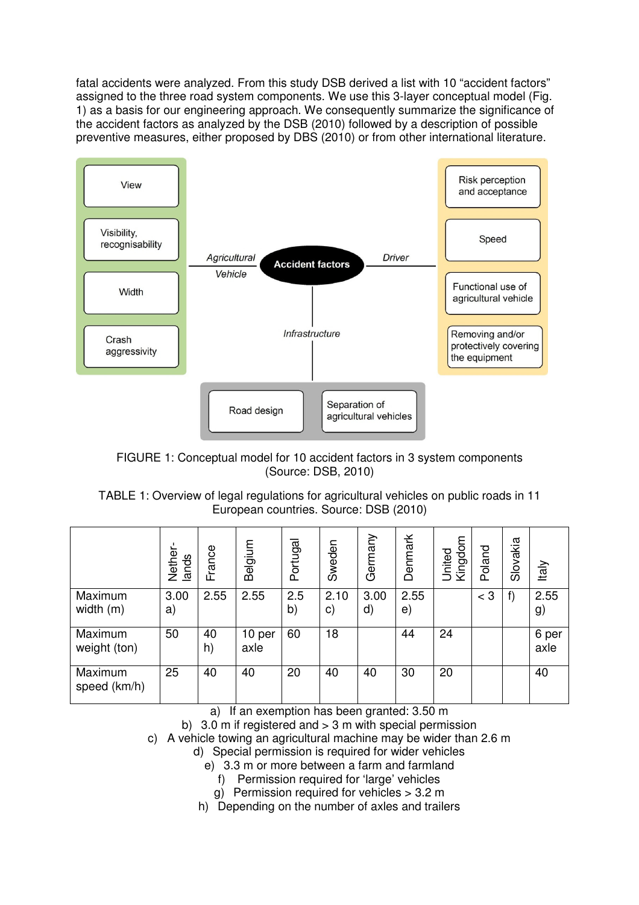fatal accidents were analyzed. From this study DSB derived a list with 10 "accident factors" assigned to the three road system components. We use this 3-layer conceptual model (Fig. 1) as a basis for our engineering approach. We consequently summarize the significance of the accident factors as analyzed by the DSB (2010) followed by a description of possible preventive measures, either proposed by DBS (2010) or from other international literature.

FIGURE 1: Conceptual model for 10 accident factors in 3 system components (Source: DSB, 2010)

TABLE 1: Overview of legal regulations for agricultural vehicles on public roads in 11 European countries. Source: DSB (2010)

| | Nether-lands | France | Belgium | Portugal | Sweden | Germany | Denmark | United Kingdom | Poland | Slovakia | Italy |
|---|---|---|---|---|---|---|---|---|---|---|---|
| Maximum width (m) | 3.00 a) | 2.55 | 2.55 | 2.5 b) | 2.10 c) | 3.00 d) | 2.55 e) | | < 3 | f) | 2.55 g) |
| Maximum weight (ton) | 50 | 40 h) | 10 per axle | 60 | 18 | | 44 | 24 | | | 6 per axle |
| Maximum speed (km/h) | 25 | 40 | 40 | 20 | 40 | 40 | 30 | 20 | | | 40 |

a) If an exemption has been granted: 3.50 m
b) 3.0 m if registered and > 3 m with special permission
c) A vehicle towing an agricultural machine may be wider than 2.6 m
d) Special permission is required for wider vehicles
e) 3.3 m or more between a farm and farmland
f) Permission required for 'large' vehicles
g) Permission required for vehicles > 3.2 m
h) Depending on the number of axles and trailers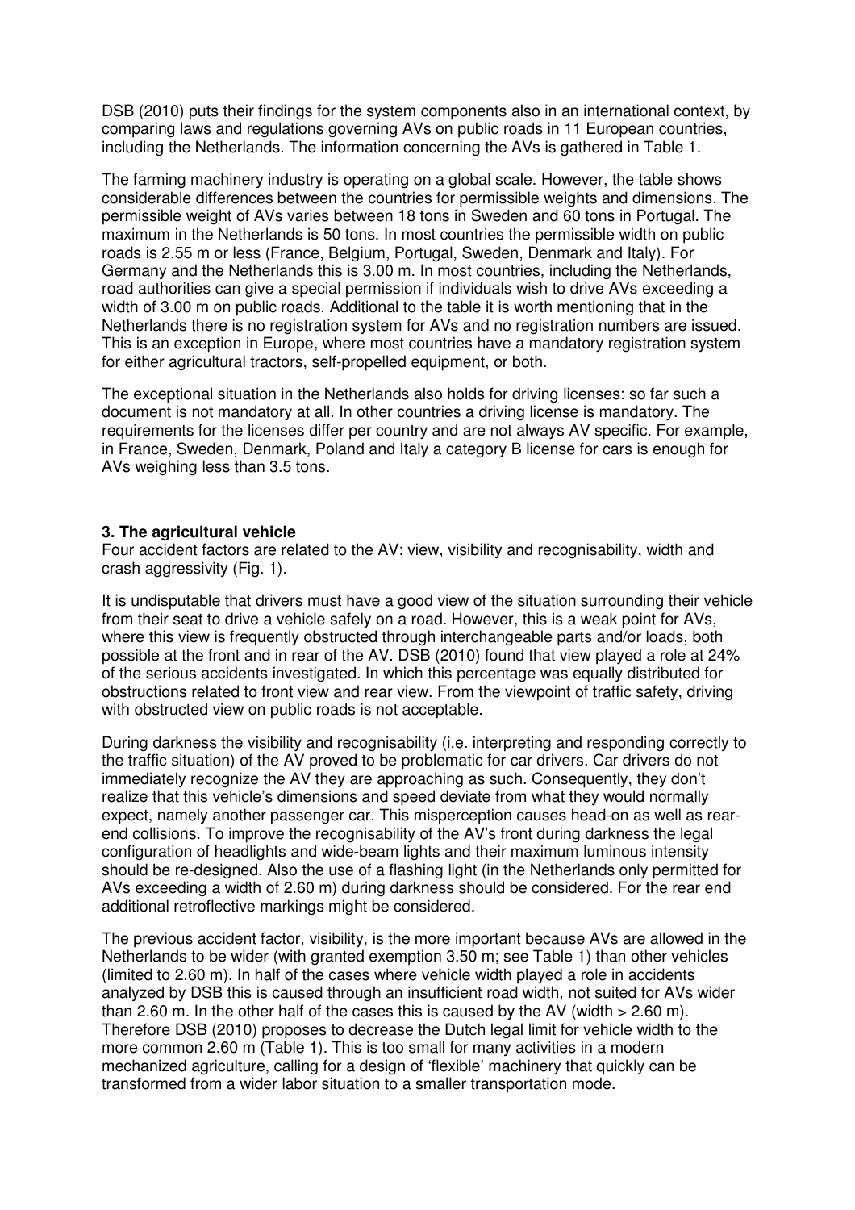DSB (2010) puts their findings for the system components also in an international context, by comparing laws and regulations governing AVs on public roads in 11 European countries, including the Netherlands. The information concerning the AVs is gathered in Table 1.

The farming machinery industry is operating on a global scale. However, the table shows considerable differences between the countries for permissible weights and dimensions. The permissible weight of AVs varies between 18 tons in Sweden and 60 tons in Portugal. The maximum in the Netherlands is 50 tons. In most countries the permissible width on public roads is 2.55 m or less (France, Belgium, Portugal, Sweden, Denmark and Italy). For Germany and the Netherlands this is 3.00 m. In most countries, including the Netherlands, road authorities can give a special permission if individuals wish to drive AVs exceeding a width of 3.00 m on public roads. Additional to the table it is worth mentioning that in the Netherlands there is no registration system for AVs and no registration numbers are issued. This is an exception in Europe, where most countries have a mandatory registration system for either agricultural tractors, self-propelled equipment, or both.

The exceptional situation in the Netherlands also holds for driving licenses: so far such a document is not mandatory at all. In other countries a driving license is mandatory. The requirements for the licenses differ per country and are not always AV specific. For example, in France, Sweden, Denmark, Poland and Italy a category B license for cars is enough for AVs weighing less than 3.5 tons.

### 3. The agricultural vehicle

Four accident factors are related to the AV: view, visibility and recognisability, width and crash aggressivity (Fig. 1).

It is undisputable that drivers must have a good view of the situation surrounding their vehicle from their seat to drive a vehicle safely on a road. However, this is a weak point for AVs, where this view is frequently obstructed through interchangeable parts and/or loads, both possible at the front and in rear of the AV. DSB (2010) found that view played a role at 24% of the serious accidents investigated. In which this percentage was equally distributed for obstructions related to front view and rear view. From the viewpoint of traffic safety, driving with obstructed view on public roads is not acceptable.

During darkness the visibility and recognisability (i.e. interpreting and responding correctly to the traffic situation) of the AV proved to be problematic for car drivers. Car drivers do not immediately recognize the AV they are approaching as such. Consequently, they don't realize that this vehicle's dimensions and speed deviate from what they would normally expect, namely another passenger car. This misperception causes head-on as well as rear-end collisions. To improve the recognisability of the AV's front during darkness the legal configuration of headlights and wide-beam lights and their maximum luminous intensity should be re-designed. Also the use of a flashing light (in the Netherlands only permitted for AVs exceeding a width of 2.60 m) during darkness should be considered. For the rear end additional retroflective markings might be considered.

The previous accident factor, visibility, is the more important because AVs are allowed in the Netherlands to be wider (with granted exemption 3.50 m; see Table 1) than other vehicles (limited to 2.60 m). In half of the cases where vehicle width played a role in accidents analyzed by DSB this is caused through an insufficient road width, not suited for AVs wider than 2.60 m. In the other half of the cases this is caused by the AV (width > 2.60 m). Therefore DSB (2010) proposes to decrease the Dutch legal limit for vehicle width to the more common 2.60 m (Table 1). This is too small for many activities in a modern mechanized agriculture, calling for a design of 'flexible' machinery that quickly can be transformed from a wider labor situation to a smaller transportation mode.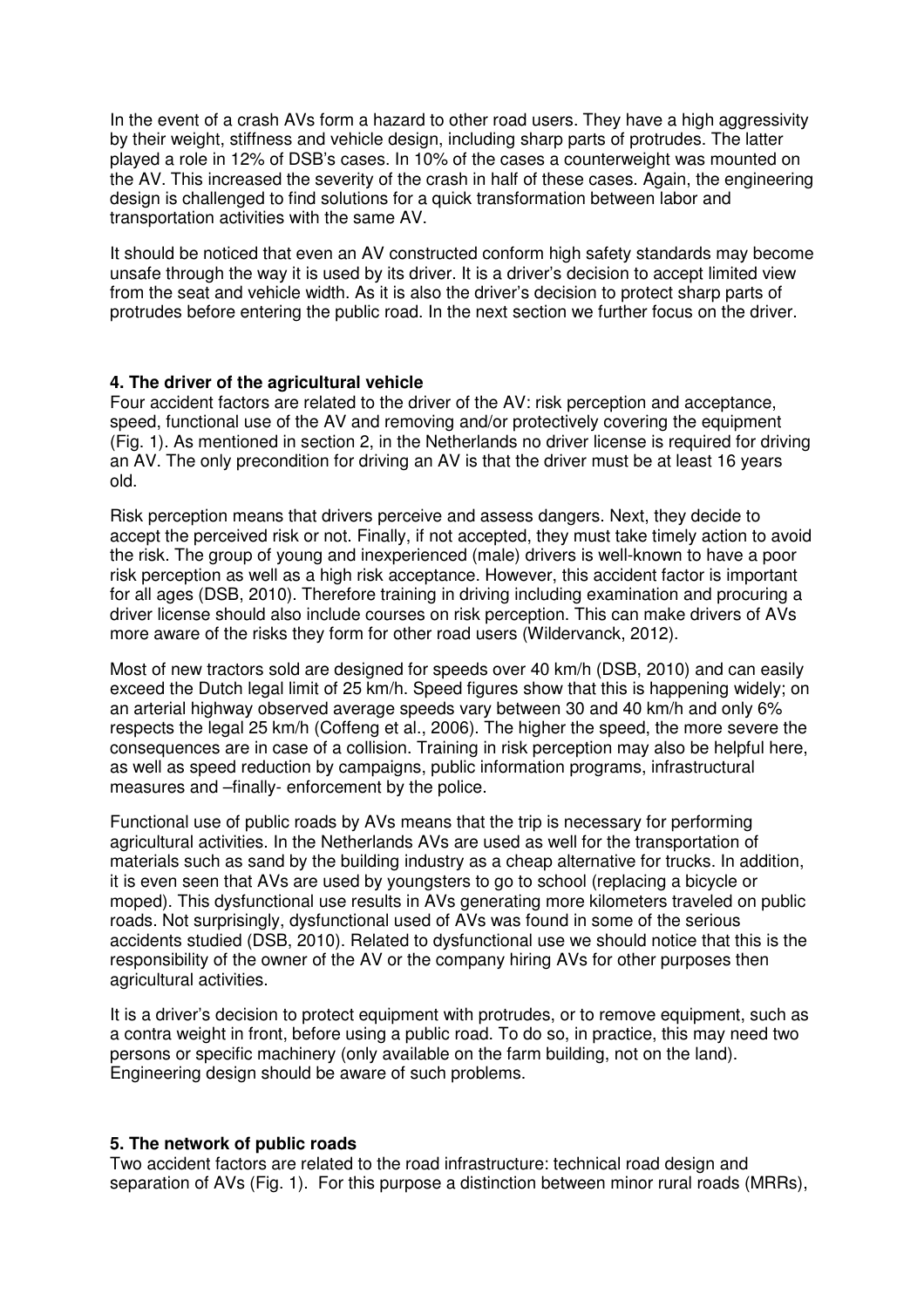In the event of a crash AVs form a hazard to other road users. They have a high aggressivity by their weight, stiffness and vehicle design, including sharp parts of protrudes. The latter played a role in 12% of DSB's cases. In 10% of the cases a counterweight was mounted on the AV. This increased the severity of the crash in half of these cases. Again, the engineering design is challenged to find solutions for a quick transformation between labor and transportation activities with the same AV.

It should be noticed that even an AV constructed conform high safety standards may become unsafe through the way it is used by its driver. It is a driver's decision to accept limited view from the seat and vehicle width. As it is also the driver's decision to protect sharp parts of protrudes before entering the public road. In the next section we further focus on the driver.

## 4. The driver of the agricultural vehicle

Four accident factors are related to the driver of the AV: risk perception and acceptance, speed, functional use of the AV and removing and/or protectively covering the equipment (Fig. 1). As mentioned in section 2, in the Netherlands no driver license is required for driving an AV. The only precondition for driving an AV is that the driver must be at least 16 years old.

Risk perception means that drivers perceive and assess dangers. Next, they decide to accept the perceived risk or not. Finally, if not accepted, they must take timely action to avoid the risk. The group of young and inexperienced (male) drivers is well-known to have a poor risk perception as well as a high risk acceptance. However, this accident factor is important for all ages (DSB, 2010). Therefore training in driving including examination and procuring a driver license should also include courses on risk perception. This can make drivers of AVs more aware of the risks they form for other road users (Wildervanck, 2012).

Most of new tractors sold are designed for speeds over 40 km/h (DSB, 2010) and can easily exceed the Dutch legal limit of 25 km/h. Speed figures show that this is happening widely; on an arterial highway observed average speeds vary between 30 and 40 km/h and only 6% respects the legal 25 km/h (Coffeng et al., 2006). The higher the speed, the more severe the consequences are in case of a collision. Training in risk perception may also be helpful here, as well as speed reduction by campaigns, public information programs, infrastructural measures and –finally- enforcement by the police.

Functional use of public roads by AVs means that the trip is necessary for performing agricultural activities. In the Netherlands AVs are used as well for the transportation of materials such as sand by the building industry as a cheap alternative for trucks. In addition, it is even seen that AVs are used by youngsters to go to school (replacing a bicycle or moped). This dysfunctional use results in AVs generating more kilometers traveled on public roads. Not surprisingly, dysfunctional used of AVs was found in some of the serious accidents studied (DSB, 2010). Related to dysfunctional use we should notice that this is the responsibility of the owner of the AV or the company hiring AVs for other purposes then agricultural activities.

It is a driver's decision to protect equipment with protrudes, or to remove equipment, such as a contra weight in front, before using a public road. To do so, in practice, this may need two persons or specific machinery (only available on the farm building, not on the land). Engineering design should be aware of such problems.

## 5. The network of public roads

Two accident factors are related to the road infrastructure: technical road design and separation of AVs (Fig. 1). For this purpose a distinction between minor rural roads (MRRs),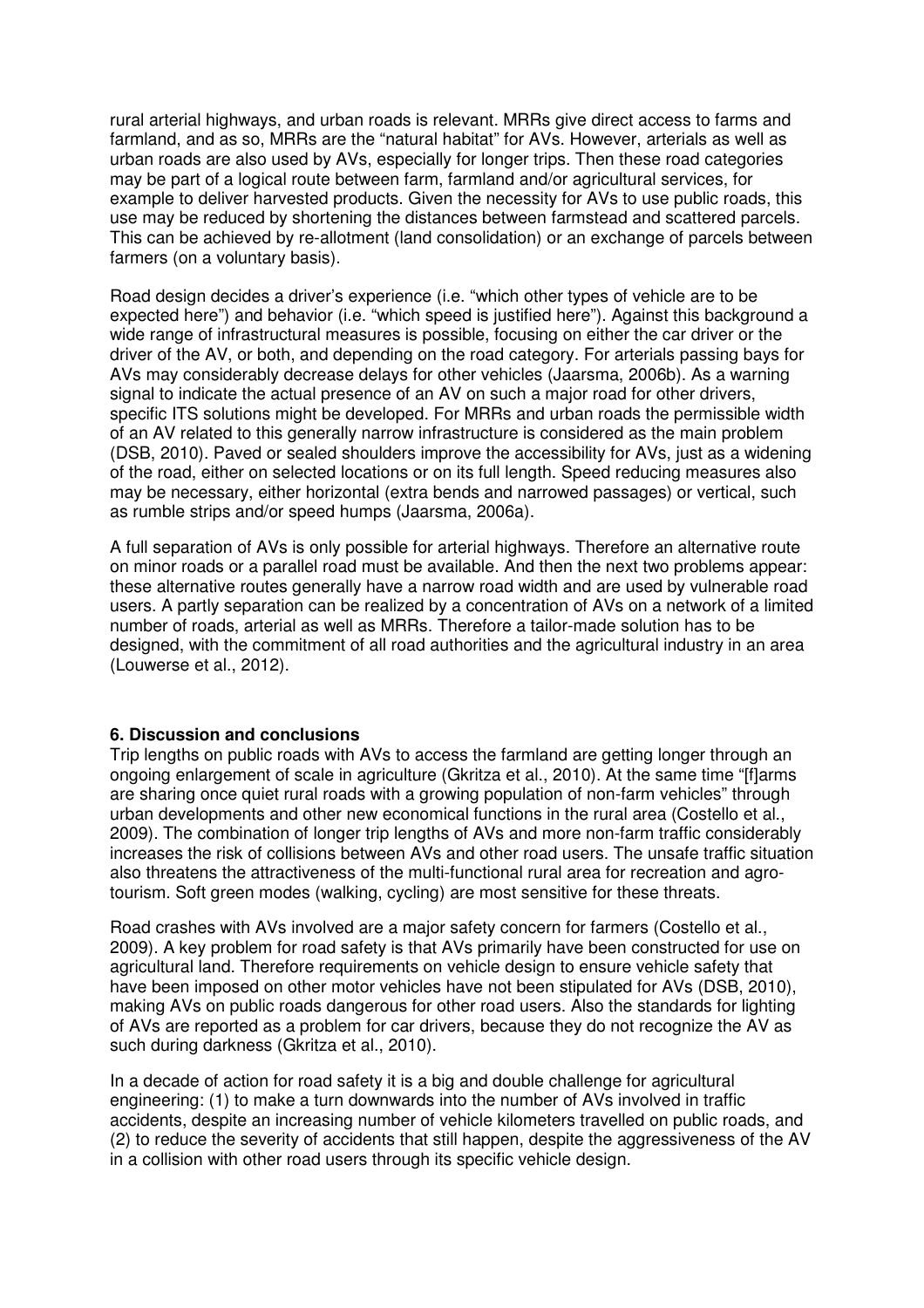rural arterial highways, and urban roads is relevant. MRRs give direct access to farms and farmland, and as so, MRRs are the "natural habitat" for AVs. However, arterials as well as urban roads are also used by AVs, especially for longer trips. Then these road categories may be part of a logical route between farm, farmland and/or agricultural services, for example to deliver harvested products. Given the necessity for AVs to use public roads, this use may be reduced by shortening the distances between farmstead and scattered parcels. This can be achieved by re-allotment (land consolidation) or an exchange of parcels between farmers (on a voluntary basis).

Road design decides a driver's experience (i.e. "which other types of vehicle are to be expected here") and behavior (i.e. "which speed is justified here"). Against this background a wide range of infrastructural measures is possible, focusing on either the car driver or the driver of the AV, or both, and depending on the road category. For arterials passing bays for AVs may considerably decrease delays for other vehicles (Jaarsma, 2006b). As a warning signal to indicate the actual presence of an AV on such a major road for other drivers, specific ITS solutions might be developed. For MRRs and urban roads the permissible width of an AV related to this generally narrow infrastructure is considered as the main problem (DSB, 2010). Paved or sealed shoulders improve the accessibility for AVs, just as a widening of the road, either on selected locations or on its full length. Speed reducing measures also may be necessary, either horizontal (extra bends and narrowed passages) or vertical, such as rumble strips and/or speed humps (Jaarsma, 2006a).

A full separation of AVs is only possible for arterial highways. Therefore an alternative route on minor roads or a parallel road must be available. And then the next two problems appear: these alternative routes generally have a narrow road width and are used by vulnerable road users. A partly separation can be realized by a concentration of AVs on a network of a limited number of roads, arterial as well as MRRs. Therefore a tailor-made solution has to be designed, with the commitment of all road authorities and the agricultural industry in an area (Louwerse et al., 2012).

## 6. Discussion and conclusions

Trip lengths on public roads with AVs to access the farmland are getting longer through an ongoing enlargement of scale in agriculture (Gkritza et al., 2010). At the same time "[f]arms are sharing once quiet rural roads with a growing population of non-farm vehicles" through urban developments and other new economical functions in the rural area (Costello et al., 2009). The combination of longer trip lengths of AVs and more non-farm traffic considerably increases the risk of collisions between AVs and other road users. The unsafe traffic situation also threatens the attractiveness of the multi-functional rural area for recreation and agro-tourism. Soft green modes (walking, cycling) are most sensitive for these threats.

Road crashes with AVs involved are a major safety concern for farmers (Costello et al., 2009). A key problem for road safety is that AVs primarily have been constructed for use on agricultural land. Therefore requirements on vehicle design to ensure vehicle safety that have been imposed on other motor vehicles have not been stipulated for AVs (DSB, 2010), making AVs on public roads dangerous for other road users. Also the standards for lighting of AVs are reported as a problem for car drivers, because they do not recognize the AV as such during darkness (Gkritza et al., 2010).

In a decade of action for road safety it is a big and double challenge for agricultural engineering: (1) to make a turn downwards into the number of AVs involved in traffic accidents, despite an increasing number of vehicle kilometers travelled on public roads, and (2) to reduce the severity of accidents that still happen, despite the aggressiveness of the AV in a collision with other road users through its specific vehicle design.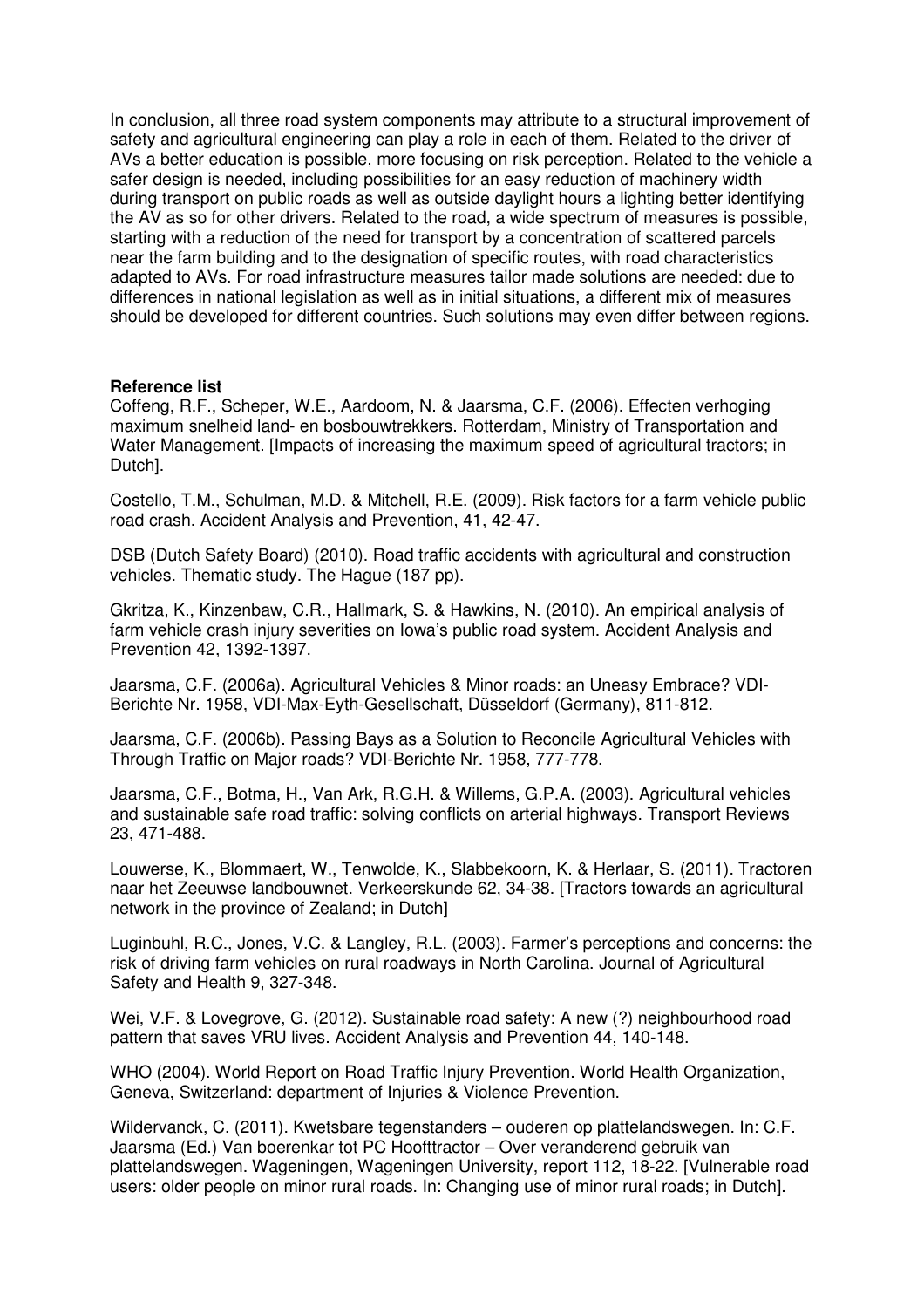In conclusion, all three road system components may attribute to a structural improvement of safety and agricultural engineering can play a role in each of them. Related to the driver of AVs a better education is possible, more focusing on risk perception. Related to the vehicle a safer design is needed, including possibilities for an easy reduction of machinery width during transport on public roads as well as outside daylight hours a lighting better identifying the AV as so for other drivers. Related to the road, a wide spectrum of measures is possible, starting with a reduction of the need for transport by a concentration of scattered parcels near the farm building and to the designation of specific routes, with road characteristics adapted to AVs. For road infrastructure measures tailor made solutions are needed: due to differences in national legislation as well as in initial situations, a different mix of measures should be developed for different countries. Such solutions may even differ between regions.

**Reference list**

Coffeng, R.F., Scheper, W.E., Aardoom, N. & Jaarsma, C.F. (2006). Effecten verhoging maximum snelheid land- en bosbouwtrekkers. Rotterdam, Ministry of Transportation and Water Management. [Impacts of increasing the maximum speed of agricultural tractors; in Dutch].

Costello, T.M., Schulman, M.D. & Mitchell, R.E. (2009). Risk factors for a farm vehicle public road crash. Accident Analysis and Prevention, 41, 42-47.

DSB (Dutch Safety Board) (2010). Road traffic accidents with agricultural and construction vehicles. Thematic study. The Hague (187 pp).

Gkritza, K., Kinzenbaw, C.R., Hallmark, S. & Hawkins, N. (2010). An empirical analysis of farm vehicle crash injury severities on Iowa's public road system. Accident Analysis and Prevention 42, 1392-1397.

Jaarsma, C.F. (2006a). Agricultural Vehicles & Minor roads: an Uneasy Embrace? VDI-Berichte Nr. 1958, VDI-Max-Eyth-Gesellschaft, Düsseldorf (Germany), 811-812.

Jaarsma, C.F. (2006b). Passing Bays as a Solution to Reconcile Agricultural Vehicles with Through Traffic on Major roads? VDI-Berichte Nr. 1958, 777-778.

Jaarsma, C.F., Botma, H., Van Ark, R.G.H. & Willems, G.P.A. (2003). Agricultural vehicles and sustainable safe road traffic: solving conflicts on arterial highways. Transport Reviews 23, 471-488.

Louwerse, K., Blommaert, W., Tenwolde, K., Slabbekoorn, K. & Herlaar, S. (2011). Tractoren naar het Zeeuwse landbouwnet. Verkeerskunde 62, 34-38. [Tractors towards an agricultural network in the province of Zealand; in Dutch]

Luginbuhl, R.C., Jones, V.C. & Langley, R.L. (2003). Farmer's perceptions and concerns: the risk of driving farm vehicles on rural roadways in North Carolina. Journal of Agricultural Safety and Health 9, 327-348.

Wei, V.F. & Lovegrove, G. (2012). Sustainable road safety: A new (?) neighbourhood road pattern that saves VRU lives. Accident Analysis and Prevention 44, 140-148.

WHO (2004). World Report on Road Traffic Injury Prevention. World Health Organization, Geneva, Switzerland: department of Injuries & Violence Prevention.

Wildervanck, C. (2011). Kwetsbare tegenstanders – ouderen op plattelandswegen. In: C.F. Jaarsma (Ed.) Van boerenkar tot PC Hoofttractor – Over veranderend gebruik van plattelandswegen. Wageningen, Wageningen University, report 112, 18-22. [Vulnerable road users: older people on minor rural roads. In: Changing use of minor rural roads; in Dutch].